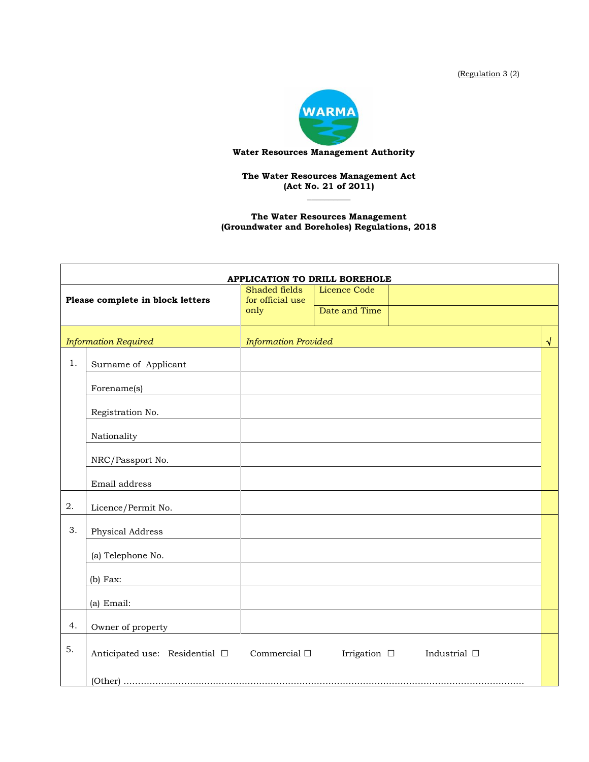(Regulation 3 (2)

WARMA

**Water Resources Management Authority**

**The Water Resources Management Act**
**(Act No. 21 of 2011)**

---

**The Water Resources Management**
**(Groundwater and Boreholes) Regulations, 2018**

| **APPLICATION TO DRILL BOREHOLE** | | | | | |
|---|---|---|---|---|---|
| **Please complete in block letters** | | Shaded fields for official use only | Licence Code | | |
| | | | Date and Time | | |
| *Information Required* | | *Information Provided* | | | √ |
| 1. | Surname of Applicant | | | | |
| | Forename(s) | | | | |
| | Registration No. | | | | |
| | Nationality | | | | |
| | NRC/Passport No. | | | | |
| | Email address | | | | |
| 2. | Licence/Permit No. | | | | |
| 3. | Physical Address | | | | |
| | (a) Telephone No. | | | | |
| | (b) Fax: | | | | |
| | (a) Email: | | | | |
| 4. | Owner of property | | | | |
| 5. | Anticipated use: Residential ☐ Commercial ☐ Irrigation ☐ Industrial ☐<br>(Other) ………………………………………………………………………………… | | | | |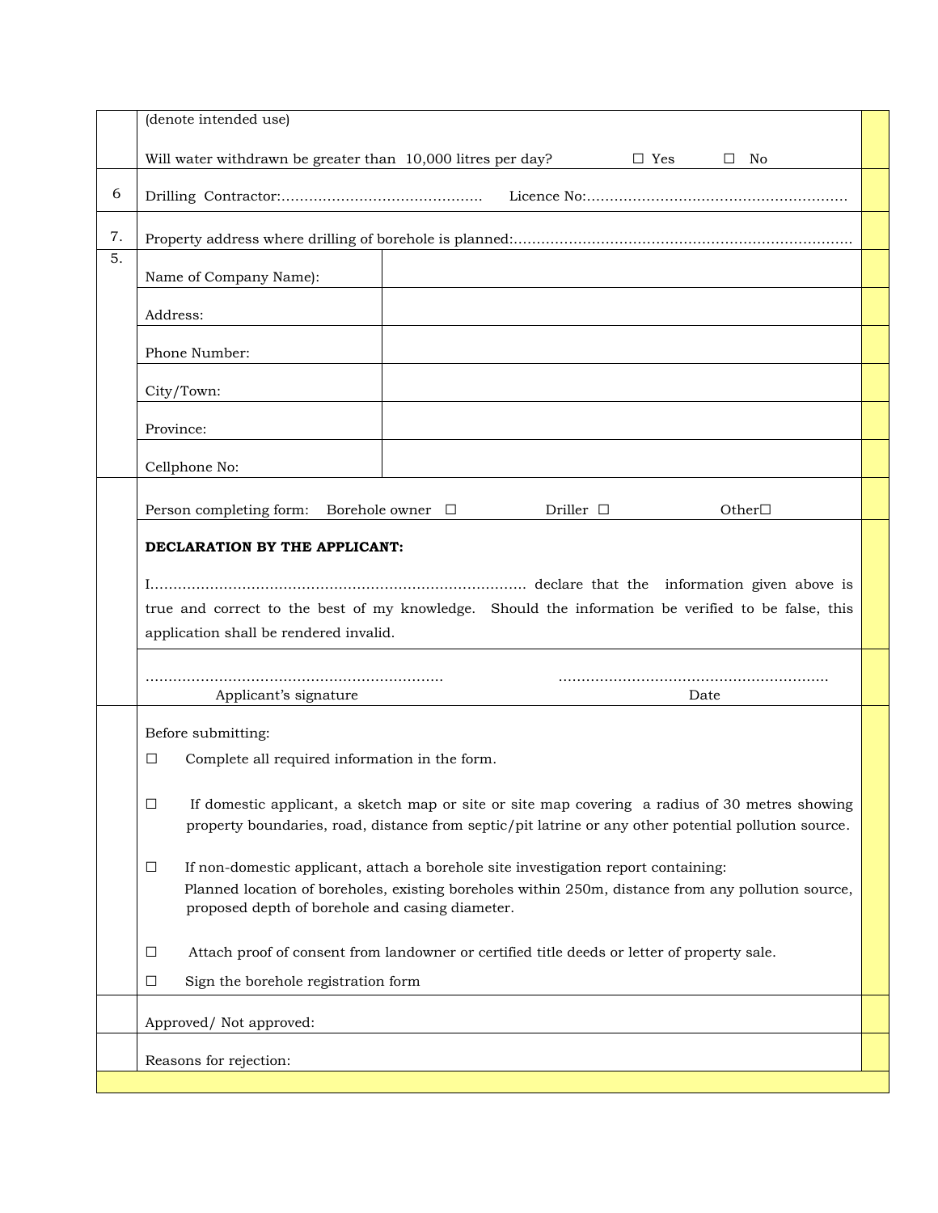(denote intended use)

Will water withdrawn be greater than 10,000 litres per day? ☐ Yes ☐ No

| | | |
|---|---|---|
| 6 | Drilling Contractor:…………………………………… Licence No:………………………………………………… | |
| 7. | Property address where drilling of borehole is planned:………………………………………………………………… | |
| 5. | Name of Company Name): | |
| | Address: | |
| | Phone Number: | |
| | City/Town: | |
| | Province: | |
| | Cellphone No: | |

Person completing form: Borehole owner ☐ Driller ☐ Other☐

**DECLARATION BY THE APPLICANT:**

I………………………………………………………………………. declare that the information given above is true and correct to the best of my knowledge. Should the information be verified to be false, this application shall be rendered invalid.

………………………………………………………… ……………………………………………………
Applicant's signature Date

Before submitting:

- ☐ Complete all required information in the form.
- ☐ If domestic applicant, a sketch map or site or site map covering a radius of 30 metres showing property boundaries, road, distance from septic/pit latrine or any other potential pollution source.
- ☐ If non-domestic applicant, attach a borehole site investigation report containing: Planned location of boreholes, existing boreholes within 250m, distance from any pollution source, proposed depth of borehole and casing diameter.
- ☐ Attach proof of consent from landowner or certified title deeds or letter of property sale.
- ☐ Sign the borehole registration form

Approved/ Not approved:

Reasons for rejection: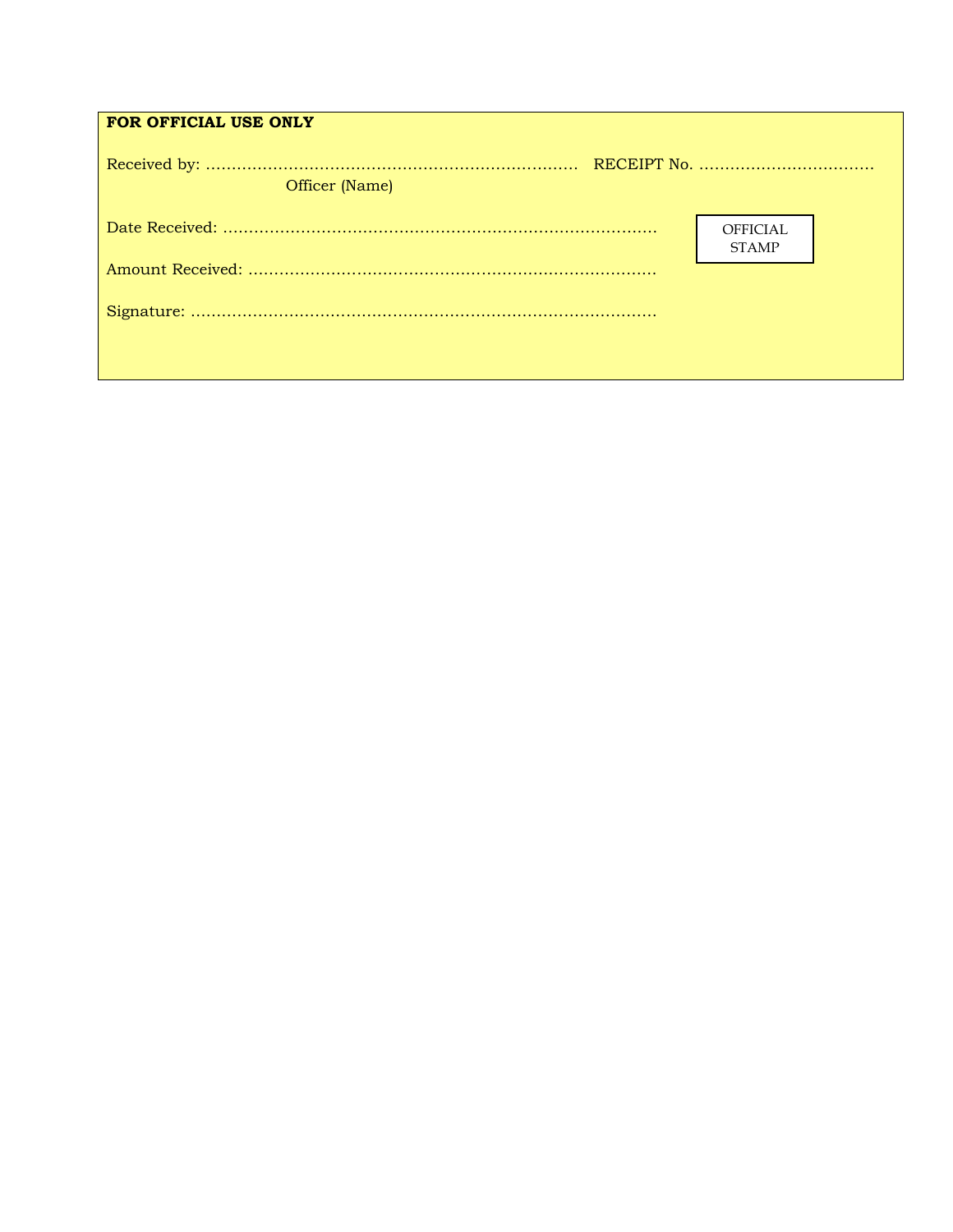**FOR OFFICIAL USE ONLY**

Received by: ……………………………………………………………… RECEIPT No. ……………………………

Officer (Name)

Date Received: …………………………………………………………………………

OFFICIAL STAMP

Amount Received: ……………………………………………………………………

Signature: ………………………………………………………………………………